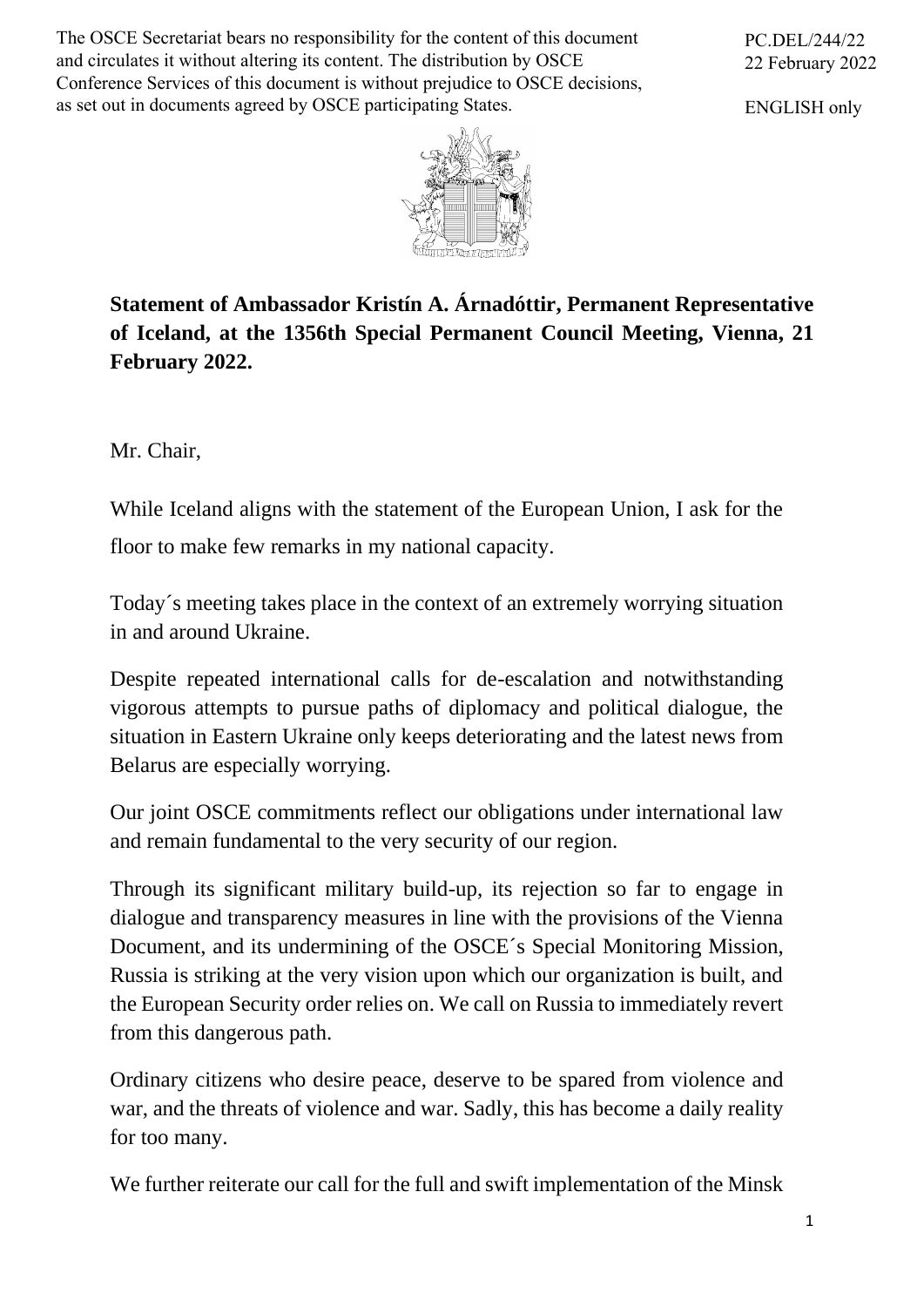The OSCE Secretariat bears no responsibility for the content of this document and circulates it without altering its content. The distribution by OSCE Conference Services of this document is without prejudice to OSCE decisions, as set out in documents agreed by OSCE participating States.

PC.DEL/244/22
22 February 2022

ENGLISH only

**Statement of Ambassador Kristín A. Árnadóttir, Permanent Representative of Iceland, at the 1356th Special Permanent Council Meeting, Vienna, 21 February 2022.**

Mr. Chair,

While Iceland aligns with the statement of the European Union, I ask for the floor to make few remarks in my national capacity.

Today´s meeting takes place in the context of an extremely worrying situation in and around Ukraine.

Despite repeated international calls for de-escalation and notwithstanding vigorous attempts to pursue paths of diplomacy and political dialogue, the situation in Eastern Ukraine only keeps deteriorating and the latest news from Belarus are especially worrying.

Our joint OSCE commitments reflect our obligations under international law and remain fundamental to the very security of our region.

Through its significant military build-up, its rejection so far to engage in dialogue and transparency measures in line with the provisions of the Vienna Document, and its undermining of the OSCE´s Special Monitoring Mission, Russia is striking at the very vision upon which our organization is built, and the European Security order relies on. We call on Russia to immediately revert from this dangerous path.

Ordinary citizens who desire peace, deserve to be spared from violence and war, and the threats of violence and war. Sadly, this has become a daily reality for too many.

We further reiterate our call for the full and swift implementation of the Minsk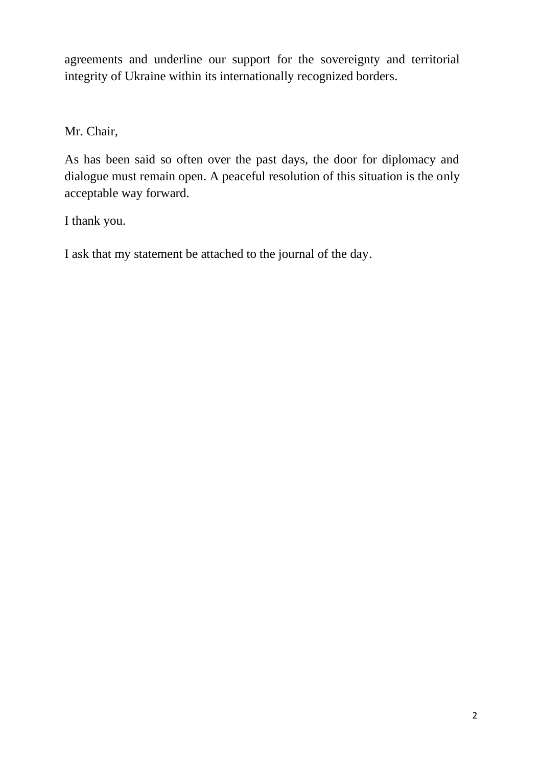agreements and underline our support for the sovereignty and territorial integrity of Ukraine within its internationally recognized borders.

Mr. Chair,

As has been said so often over the past days, the door for diplomacy and dialogue must remain open. A peaceful resolution of this situation is the only acceptable way forward.

I thank you.

I ask that my statement be attached to the journal of the day.